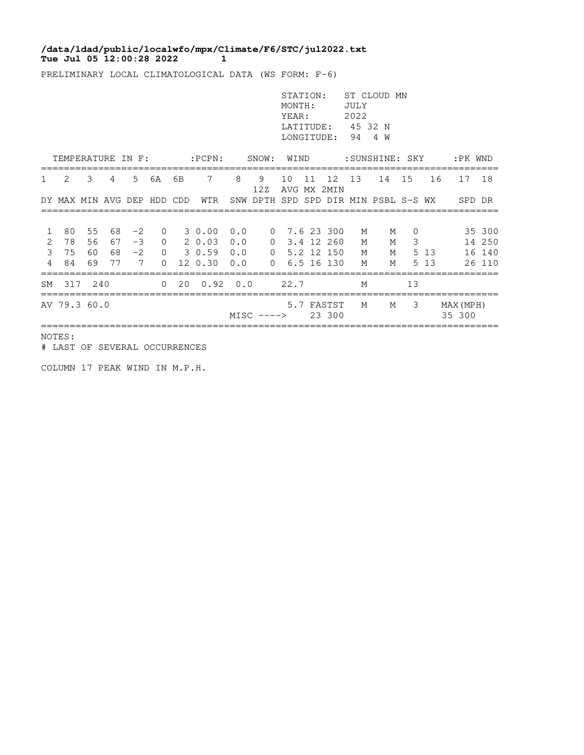**/data/ldad/public/localwfo/mpx/Climate/F6/STC/jul2022.txt**
**Tue Jul 05 12:00:28 2022 1**

PRELIMINARY LOCAL CLIMATOLOGICAL DATA (WS FORM: F-6)

STATION: ST CLOUD MN
MONTH: JULY
YEAR: 2022
LATITUDE: 45 32 N
LONGITUDE: 94 4 W

| TEMPERATURE IN F: | | | | | | | :PCPN: | SNOW: | | WIND | | | :SUNSHINE: | | SKY | | :PK WND | |
|---|---|---|---|---|---|---|---|---|---|---|---|---|---|---|---|---|---|---|
| 1 | 2 | 3 | 4 | 5 | 6A | 6B | 7 | 8 | 9 | 10 | 11 | 12 | 13 | 14 | 15 | 16 | 17 | 18 |
| | | | | | | | | | 12Z | AVG | MX | 2MIN | | | | | | |
| DY | MAX | MIN | AVG | DEP | HDD | CDD | WTR | SNW | DPTH | SPD | SPD | DIR | MIN | PSBL | S-S | WX | SPD | DR |
| 1 | 80 | 55 | 68 | -2 | 0 | 3 | 0.00 | 0.0 | 0 | 7.6 | 23 | 300 | M | M | 0 | | 35 | 300 |
| 2 | 78 | 56 | 67 | -3 | 0 | 2 | 0.03 | 0.0 | 0 | 3.4 | 12 | 260 | M | M | 3 | | 14 | 250 |
| 3 | 75 | 60 | 68 | -2 | 0 | 3 | 0.59 | 0.0 | 0 | 5.2 | 12 | 150 | M | M | 5 | 13 | 16 | 140 |
| 4 | 84 | 69 | 77 | 7 | 0 | 12 | 0.30 | 0.0 | 0 | 6.5 | 16 | 130 | M | M | 5 | 13 | 26 | 110 |
| SM | 317 | 240 | | | 0 | 20 | 0.92 | 0.0 | | 22.7 | | | M | | 13 | | | |
| AV | 79.3 | 60.0 | | | | | | | | 5.7 | FASTST | | M | M | 3 | | MAX(MPH) | |
| | | | | | | | | MISC ----> | | | 23 | 300 | | | | | 35 | 300 |

NOTES:
# LAST OF SEVERAL OCCURRENCES

COLUMN 17 PEAK WIND IN M.P.H.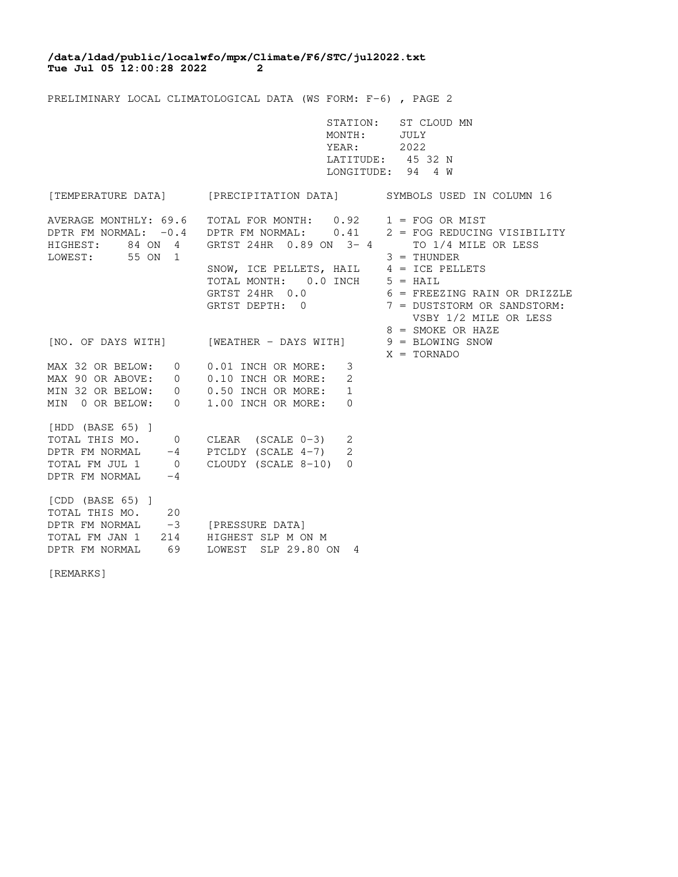/data/ldad/public/localwfo/mpx/Climate/F6/STC/jul2022.txt
Tue Jul 05 12:00:28 2022

PRELIMINARY LOCAL CLIMATOLOGICAL DATA (WS FORM: F-6) , PAGE 2

STATION: ST CLOUD MN
MONTH: JULY
YEAR: 2022
LATITUDE: 45 32 N
LONGITUDE: 94 4 W

```
[TEMPERATURE DATA]      [PRECIPITATION DATA]       SYMBOLS USED IN COLUMN 16

AVERAGE MONTHLY: 69.6   TOTAL FOR MONTH:   0.92    1 = FOG OR MIST
DPTR FM NORMAL:  -0.4   DPTR FM NORMAL:    0.41    2 = FOG REDUCING VISIBILITY
HIGHEST:    84 ON  4    GRTST 24HR  0.89 ON  3- 4      TO 1/4 MILE OR LESS
LOWEST:     55 ON  1                               3 = THUNDER
                        SNOW, ICE PELLETS, HAIL    4 = ICE PELLETS
                        TOTAL MONTH:   0.0 INCH    5 = HAIL
                        GRTST 24HR  0.0            6 = FREEZING RAIN OR DRIZZLE
                        GRTST DEPTH:  0            7 = DUSTSTORM OR SANDSTORM:
                                                       VSBY 1/2 MILE OR LESS
                                                   8 = SMOKE OR HAZE
[NO. OF DAYS WITH]      [WEATHER - DAYS WITH]      9 = BLOWING SNOW
                                                   X = TORNADO
MAX 32 OR BELOW:   0    0.01 INCH OR MORE:   3
MAX 90 OR ABOVE:   0    0.10 INCH OR MORE:   2
MIN 32 OR BELOW:   0    0.50 INCH OR MORE:   1
MIN  0 OR BELOW:   0    1.00 INCH OR MORE:   0

[HDD (BASE 65) ]
TOTAL THIS MO.     0    CLEAR  (SCALE 0-3)   2
DPTR FM NORMAL    -4    PTCLDY (SCALE 4-7)   2
TOTAL FM JUL 1     0    CLOUDY (SCALE 8-10)  0
DPTR FM NORMAL    -4

[CDD (BASE 65) ]
TOTAL THIS MO.    20
DPTR FM NORMAL    -3    [PRESSURE DATA]
TOTAL FM JAN 1   214    HIGHEST SLP M ON M
DPTR FM NORMAL    69    LOWEST  SLP 29.80 ON  4

[REMARKS]
```